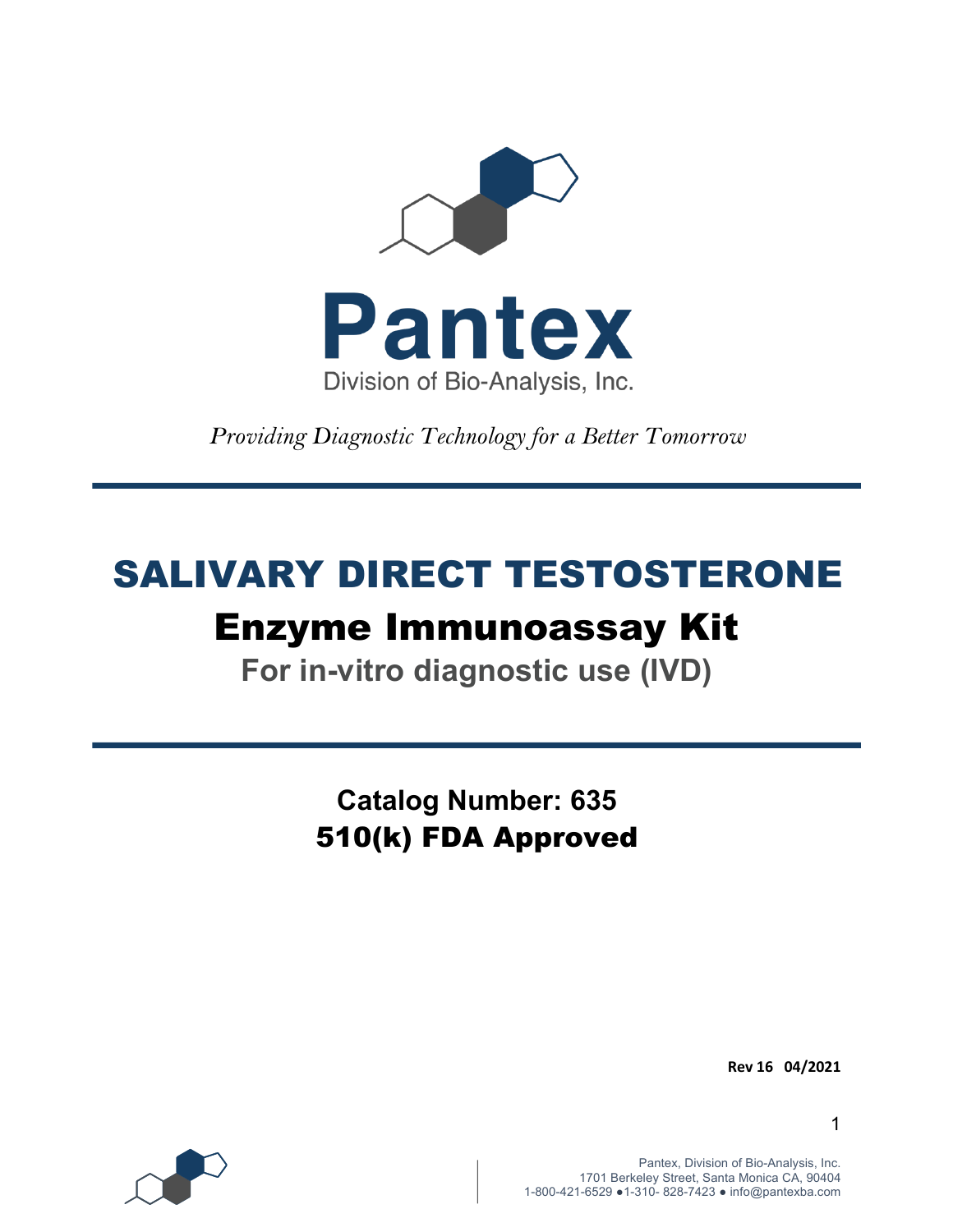# Pantex

Division of Bio-Analysis, Inc.

*Providing Diagnostic Technology for a Better Tomorrow*

# SALIVARY DIRECT TESTOSTERONE

## Enzyme Immunoassay Kit

**For in-vitro diagnostic use (IVD)**

**Catalog Number: 635**

**510(k) FDA Approved**

**Rev 16 04/2021**

Pantex, Division of Bio-Analysis, Inc.
1701 Berkeley Street, Santa Monica CA, 90404
1-800-421-6529 ●1-310- 828-7423 ● info@pantexba.com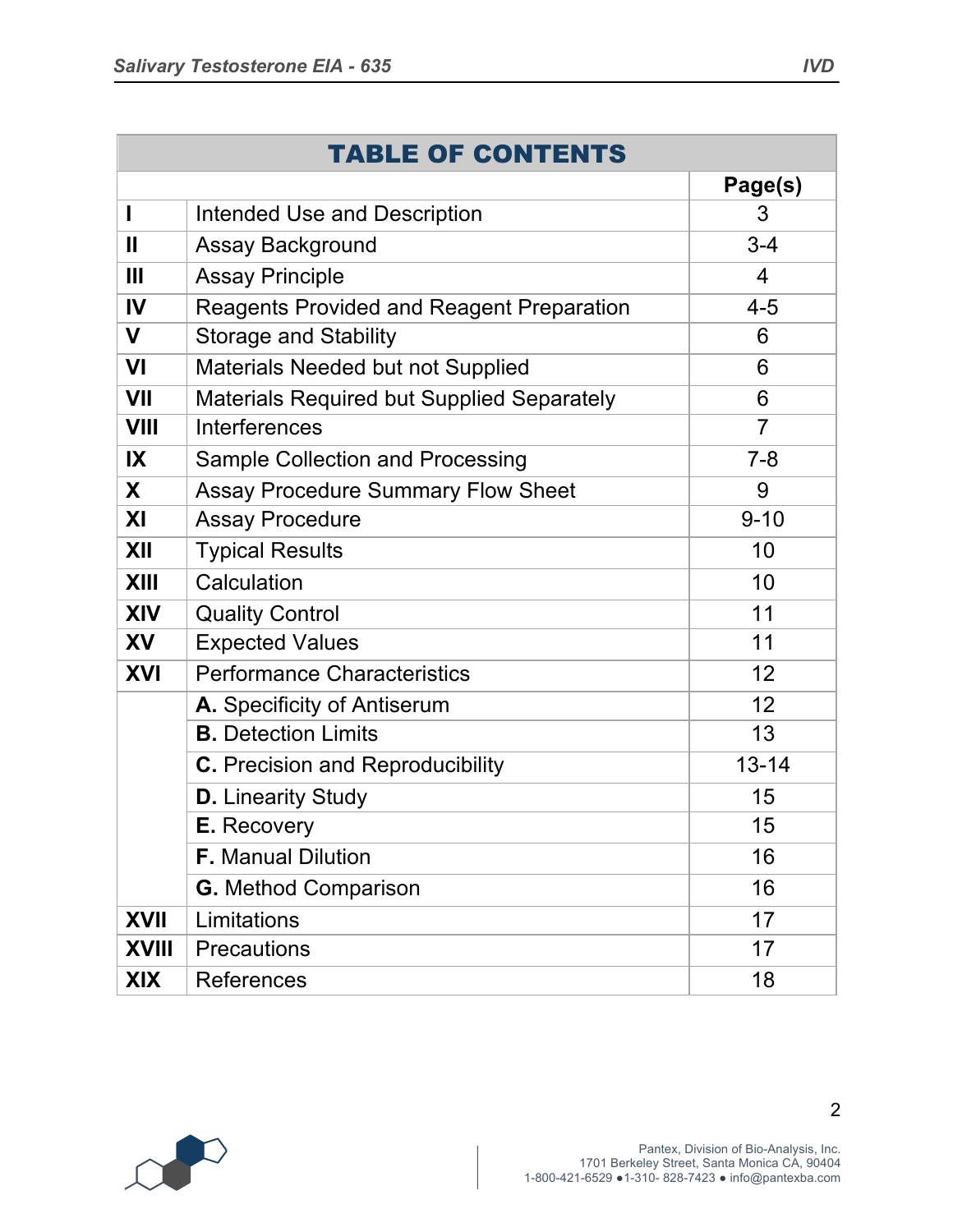| TABLE OF CONTENTS | | |
|---|---|---|
| | | **Page(s)** |
| **I** | Intended Use and Description | 3 |
| **II** | Assay Background | 3-4 |
| **III** | Assay Principle | 4 |
| **IV** | Reagents Provided and Reagent Preparation | 4-5 |
| **V** | Storage and Stability | 6 |
| **VI** | Materials Needed but not Supplied | 6 |
| **VII** | Materials Required but Supplied Separately | 6 |
| **VIII** | Interferences | 7 |
| **IX** | Sample Collection and Processing | 7-8 |
| **X** | Assay Procedure Summary Flow Sheet | 9 |
| **XI** | Assay Procedure | 9-10 |
| **XII** | Typical Results | 10 |
| **XIII** | Calculation | 10 |
| **XIV** | Quality Control | 11 |
| **XV** | Expected Values | 11 |
| **XVI** | Performance Characteristics | 12 |
| | **A.** Specificity of Antiserum | 12 |
| | **B.** Detection Limits | 13 |
| | **C.** Precision and Reproducibility | 13-14 |
| | **D.** Linearity Study | 15 |
| | **E.** Recovery | 15 |
| | **F.** Manual Dilution | 16 |
| | **G.** Method Comparison | 16 |
| **XVII** | Limitations | 17 |
| **XVIII** | Precautions | 17 |
| **XIX** | References | 18 |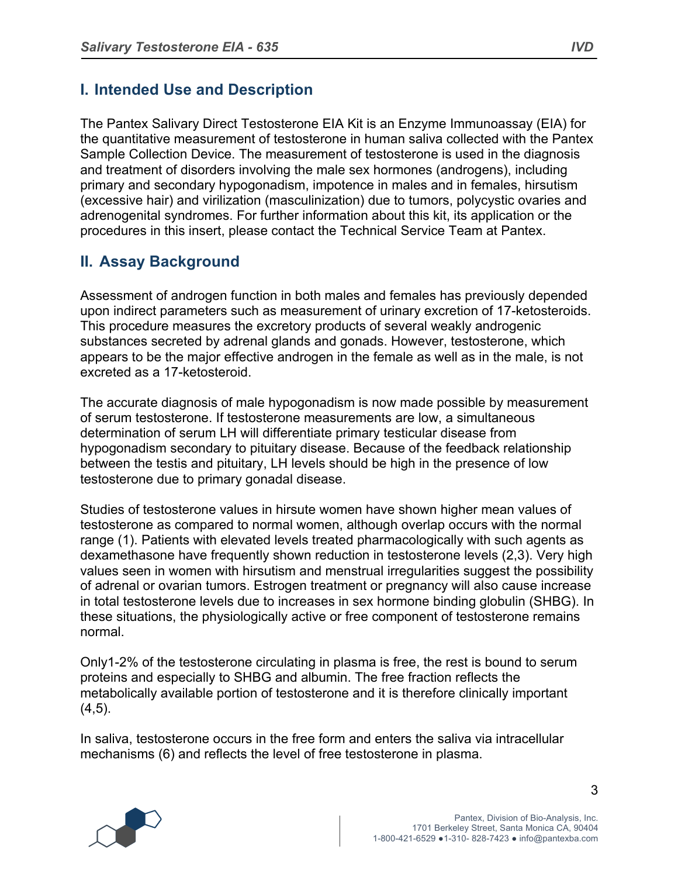## I. Intended Use and Description

The Pantex Salivary Direct Testosterone EIA Kit is an Enzyme Immunoassay (EIA) for the quantitative measurement of testosterone in human saliva collected with the Pantex Sample Collection Device. The measurement of testosterone is used in the diagnosis and treatment of disorders involving the male sex hormones (androgens), including primary and secondary hypogonadism, impotence in males and in females, hirsutism (excessive hair) and virilization (masculinization) due to tumors, polycystic ovaries and adrenogenital syndromes. For further information about this kit, its application or the procedures in this insert, please contact the Technical Service Team at Pantex.

## II. Assay Background

Assessment of androgen function in both males and females has previously depended upon indirect parameters such as measurement of urinary excretion of 17-ketosteroids. This procedure measures the excretory products of several weakly androgenic substances secreted by adrenal glands and gonads. However, testosterone, which appears to be the major effective androgen in the female as well as in the male, is not excreted as a 17-ketosteroid.

The accurate diagnosis of male hypogonadism is now made possible by measurement of serum testosterone. If testosterone measurements are low, a simultaneous determination of serum LH will differentiate primary testicular disease from hypogonadism secondary to pituitary disease. Because of the feedback relationship between the testis and pituitary, LH levels should be high in the presence of low testosterone due to primary gonadal disease.

Studies of testosterone values in hirsute women have shown higher mean values of testosterone as compared to normal women, although overlap occurs with the normal range (1). Patients with elevated levels treated pharmacologically with such agents as dexamethasone have frequently shown reduction in testosterone levels (2,3). Very high values seen in women with hirsutism and menstrual irregularities suggest the possibility of adrenal or ovarian tumors. Estrogen treatment or pregnancy will also cause increase in total testosterone levels due to increases in sex hormone binding globulin (SHBG). In these situations, the physiologically active or free component of testosterone remains normal.

Only1-2% of the testosterone circulating in plasma is free, the rest is bound to serum proteins and especially to SHBG and albumin. The free fraction reflects the metabolically available portion of testosterone and it is therefore clinically important (4,5).

In saliva, testosterone occurs in the free form and enters the saliva via intracellular mechanisms (6) and reflects the level of free testosterone in plasma.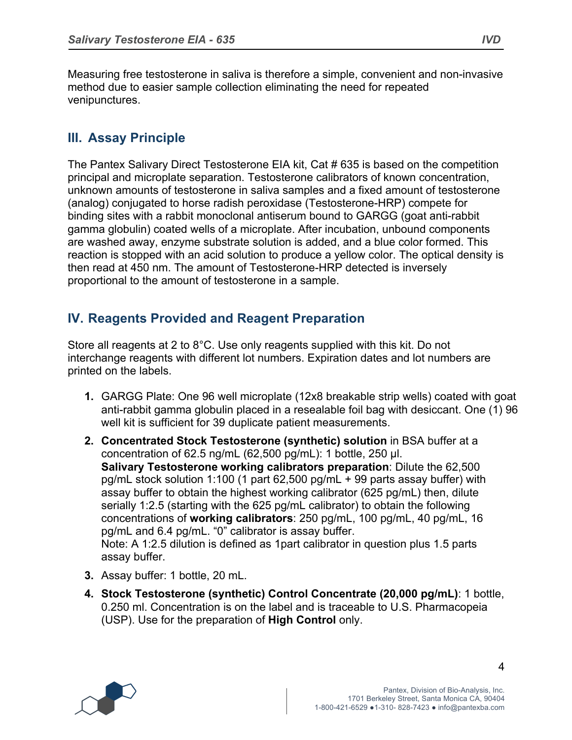Measuring free testosterone in saliva is therefore a simple, convenient and non-invasive method due to easier sample collection eliminating the need for repeated venipunctures.

## III. Assay Principle

The Pantex Salivary Direct Testosterone EIA kit, Cat # 635 is based on the competition principal and microplate separation. Testosterone calibrators of known concentration, unknown amounts of testosterone in saliva samples and a fixed amount of testosterone (analog) conjugated to horse radish peroxidase (Testosterone-HRP) compete for binding sites with a rabbit monoclonal antiserum bound to GARGG (goat anti-rabbit gamma globulin) coated wells of a microplate. After incubation, unbound components are washed away, enzyme substrate solution is added, and a blue color formed. This reaction is stopped with an acid solution to produce a yellow color. The optical density is then read at 450 nm. The amount of Testosterone-HRP detected is inversely proportional to the amount of testosterone in a sample.

## IV. Reagents Provided and Reagent Preparation

Store all reagents at 2 to 8°C. Use only reagents supplied with this kit. Do not interchange reagents with different lot numbers. Expiration dates and lot numbers are printed on the labels.

1. GARGG Plate: One 96 well microplate (12x8 breakable strip wells) coated with goat anti-rabbit gamma globulin placed in a resealable foil bag with desiccant. One (1) 96 well kit is sufficient for 39 duplicate patient measurements.
2. **Concentrated Stock Testosterone (synthetic) solution** in BSA buffer at a concentration of 62.5 ng/mL (62,500 pg/mL): 1 bottle, 250 µl.
   **Salivary Testosterone working calibrators preparation**: Dilute the 62,500 pg/mL stock solution 1:100 (1 part 62,500 pg/mL + 99 parts assay buffer) with assay buffer to obtain the highest working calibrator (625 pg/mL) then, dilute serially 1:2.5 (starting with the 625 pg/mL calibrator) to obtain the following concentrations of **working calibrators**: 250 pg/mL, 100 pg/mL, 40 pg/mL, 16 pg/mL and 6.4 pg/mL. "0" calibrator is assay buffer.
   Note: A 1:2.5 dilution is defined as 1part calibrator in question plus 1.5 parts assay buffer.
3. Assay buffer: 1 bottle, 20 mL.
4. **Stock Testosterone (synthetic) Control Concentrate (20,000 pg/mL)**: 1 bottle, 0.250 ml. Concentration is on the label and is traceable to U.S. Pharmacopeia (USP). Use for the preparation of **High Control** only.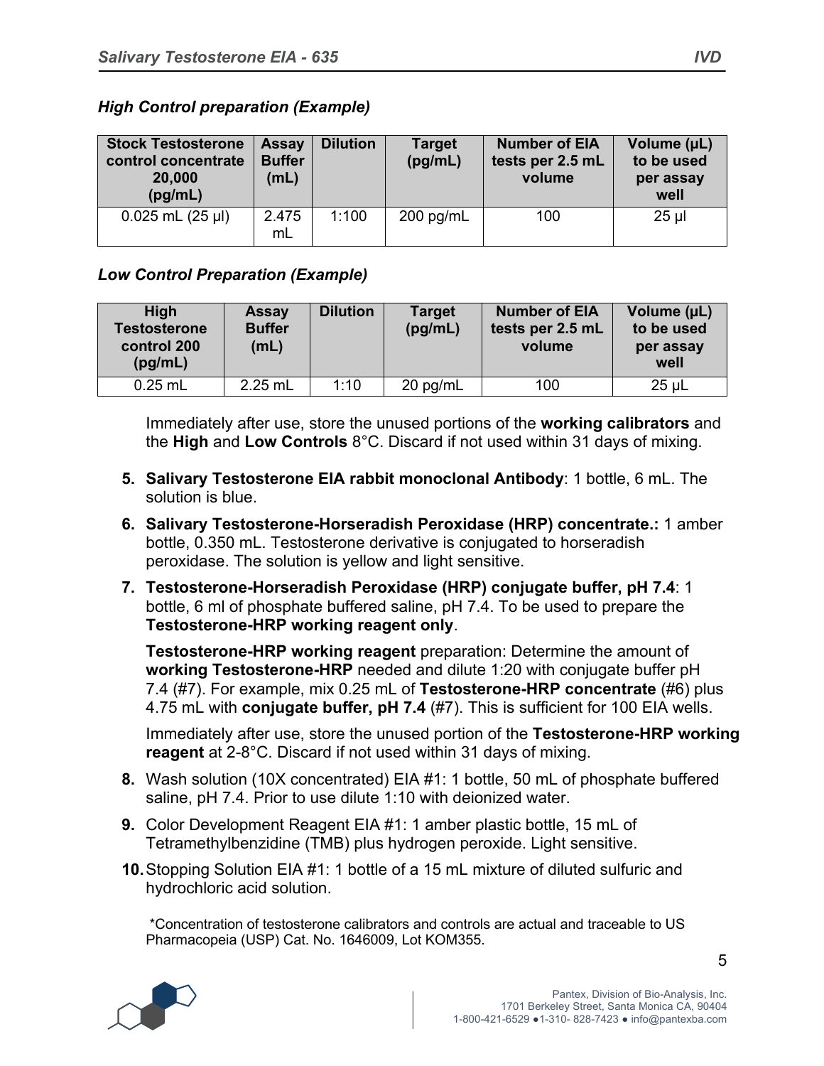***High Control preparation (Example)***

| Stock Testosterone control concentrate 20,000 (pg/mL) | Assay Buffer (mL) | Dilution | Target (pg/mL) | Number of EIA tests per 2.5 mL volume | Volume (µL) to be used per assay well |
|---|---|---|---|---|---|
| 0.025 mL (25 µl) | 2.475 mL | 1:100 | 200 pg/mL | 100 | 25 µl |

***Low Control Preparation (Example)***

| High Testosterone control 200 (pg/mL) | Assay Buffer (mL) | Dilution | Target (pg/mL) | Number of EIA tests per 2.5 mL volume | Volume (µL) to be used per assay well |
|---|---|---|---|---|---|
| 0.25 mL | 2.25 mL | 1:10 | 20 pg/mL | 100 | 25 µL |

Immediately after use, store the unused portions of the **working calibrators** and the **High** and **Low Controls** 8°C. Discard if not used within 31 days of mixing.

5. **Salivary Testosterone EIA rabbit monoclonal Antibody**: 1 bottle, 6 mL. The solution is blue.
6. **Salivary Testosterone-Horseradish Peroxidase (HRP) concentrate.:** 1 amber bottle, 0.350 mL. Testosterone derivative is conjugated to horseradish peroxidase. The solution is yellow and light sensitive.
7. **Testosterone-Horseradish Peroxidase (HRP) conjugate buffer, pH 7.4**: 1 bottle, 6 ml of phosphate buffered saline, pH 7.4. To be used to prepare the **Testosterone-HRP working reagent only**.

   **Testosterone-HRP working reagent** preparation: Determine the amount of **working Testosterone-HRP** needed and dilute 1:20 with conjugate buffer pH 7.4 (#7). For example, mix 0.25 mL of **Testosterone-HRP concentrate** (#6) plus 4.75 mL with **conjugate buffer, pH 7.4** (#7). This is sufficient for 100 EIA wells.

   Immediately after use, store the unused portion of the **Testosterone-HRP working reagent** at 2-8°C. Discard if not used within 31 days of mixing.

8. Wash solution (10X concentrated) EIA #1: 1 bottle, 50 mL of phosphate buffered saline, pH 7.4. Prior to use dilute 1:10 with deionized water.
9. Color Development Reagent EIA #1: 1 amber plastic bottle, 15 mL of Tetramethylbenzidine (TMB) plus hydrogen peroxide. Light sensitive.
10. Stopping Solution EIA #1: 1 bottle of a 15 mL mixture of diluted sulfuric and hydrochloric acid solution.

*Concentration of testosterone calibrators and controls are actual and traceable to US Pharmacopeia (USP) Cat. No. 1646009, Lot KOM355.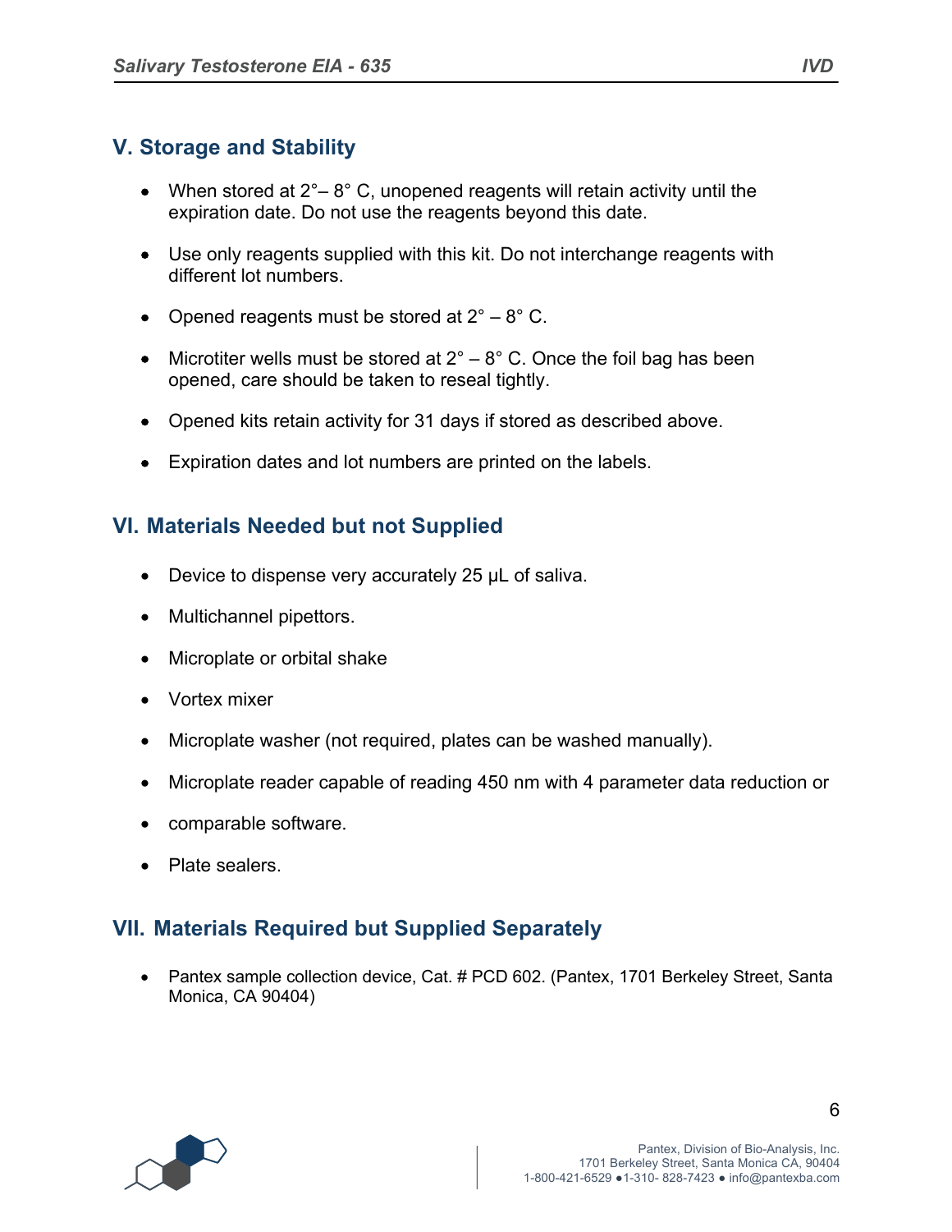## V. Storage and Stability

- When stored at 2°– 8° C, unopened reagents will retain activity until the expiration date. Do not use the reagents beyond this date.
- Use only reagents supplied with this kit. Do not interchange reagents with different lot numbers.
- Opened reagents must be stored at 2° – 8° C.
- Microtiter wells must be stored at 2° – 8° C. Once the foil bag has been opened, care should be taken to reseal tightly.
- Opened kits retain activity for 31 days if stored as described above.
- Expiration dates and lot numbers are printed on the labels.

## VI. Materials Needed but not Supplied

- Device to dispense very accurately 25 µL of saliva.
- Multichannel pipettors.
- Microplate or orbital shake
- Vortex mixer
- Microplate washer (not required, plates can be washed manually).
- Microplate reader capable of reading 450 nm with 4 parameter data reduction or
- comparable software.
- Plate sealers.

## VII. Materials Required but Supplied Separately

- Pantex sample collection device, Cat. # PCD 602. (Pantex, 1701 Berkeley Street, Santa Monica, CA 90404)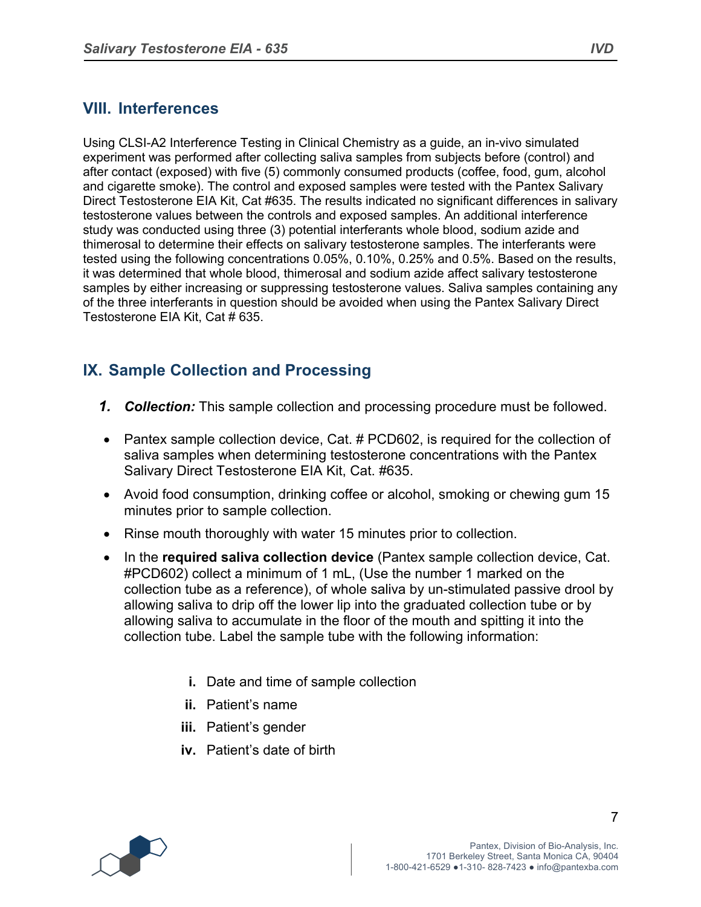## VIII. Interferences

Using CLSI-A2 Interference Testing in Clinical Chemistry as a guide, an in-vivo simulated experiment was performed after collecting saliva samples from subjects before (control) and after contact (exposed) with five (5) commonly consumed products (coffee, food, gum, alcohol and cigarette smoke). The control and exposed samples were tested with the Pantex Salivary Direct Testosterone EIA Kit, Cat #635. The results indicated no significant differences in salivary testosterone values between the controls and exposed samples. An additional interference study was conducted using three (3) potential interferants whole blood, sodium azide and thimerosal to determine their effects on salivary testosterone samples. The interferants were tested using the following concentrations 0.05%, 0.10%, 0.25% and 0.5%. Based on the results, it was determined that whole blood, thimerosal and sodium azide affect salivary testosterone samples by either increasing or suppressing testosterone values. Saliva samples containing any of the three interferants in question should be avoided when using the Pantex Salivary Direct Testosterone EIA Kit, Cat # 635.

## IX. Sample Collection and Processing

1. ***Collection:*** This sample collection and processing procedure must be followed.

- Pantex sample collection device, Cat. # PCD602, is required for the collection of saliva samples when determining testosterone concentrations with the Pantex Salivary Direct Testosterone EIA Kit, Cat. #635.
- Avoid food consumption, drinking coffee or alcohol, smoking or chewing gum 15 minutes prior to sample collection.
- Rinse mouth thoroughly with water 15 minutes prior to collection.
- In the **required saliva collection device** (Pantex sample collection device, Cat. #PCD602) collect a minimum of 1 mL, (Use the number 1 marked on the collection tube as a reference), of whole saliva by un-stimulated passive drool by allowing saliva to drip off the lower lip into the graduated collection tube or by allowing saliva to accumulate in the floor of the mouth and spitting it into the collection tube. Label the sample tube with the following information:

  i. Date and time of sample collection
  ii. Patient's name
  iii. Patient's gender
  iv. Patient's date of birth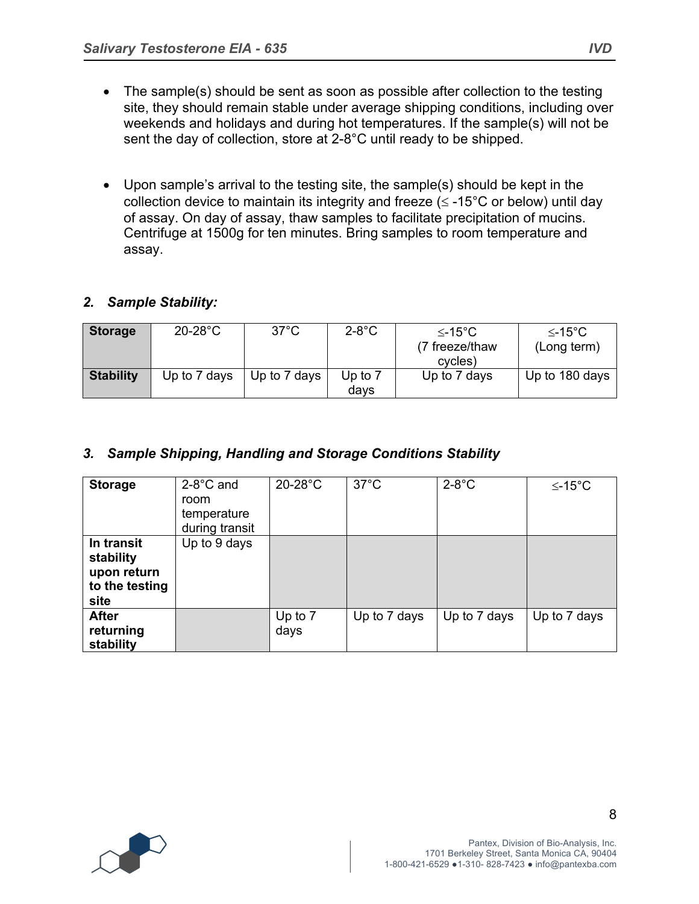- The sample(s) should be sent as soon as possible after collection to the testing site, they should remain stable under average shipping conditions, including over weekends and holidays and during hot temperatures. If the sample(s) will not be sent the day of collection, store at 2-8°C until ready to be shipped.

- Upon sample's arrival to the testing site, the sample(s) should be kept in the collection device to maintain its integrity and freeze (≤ -15°C or below) until day of assay. On day of assay, thaw samples to facilitate precipitation of mucins. Centrifuge at 1500g for ten minutes. Bring samples to room temperature and assay.

### *2. Sample Stability:*

| **Storage** | 20-28°C | 37°C | 2-8°C | ≤-15°C (7 freeze/thaw cycles) | ≤-15°C (Long term) |
|---|---|---|---|---|---|
| **Stability** | Up to 7 days | Up to 7 days | Up to 7 days | Up to 7 days | Up to 180 days |

### *3. Sample Shipping, Handling and Storage Conditions Stability*

| **Storage** | 2-8°C and room temperature during transit | 20-28°C | 37°C | 2-8°C | ≤-15°C |
|---|---|---|---|---|---|
| **In transit stability upon return to the testing site** | Up to 9 days | | | | |
| **After returning stability** | | Up to 7 days | Up to 7 days | Up to 7 days | Up to 7 days |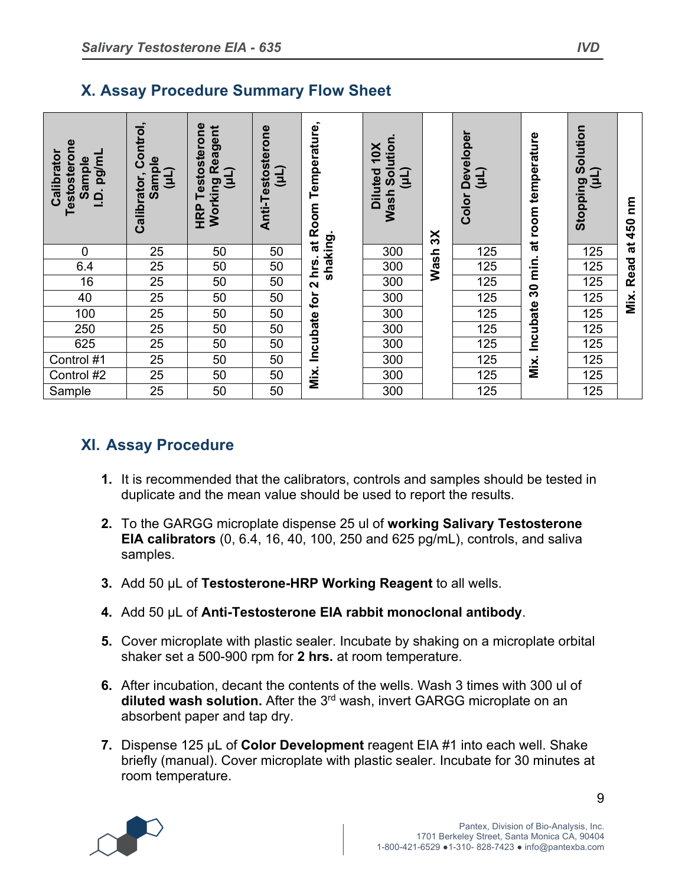## X. Assay Procedure Summary Flow Sheet

| Calibrator Testosterone Sample I.D. pg/mL | Calibrator, Control, Sample (µL) | HRP Testosterone Working Reagent (µL) | Anti-Testosterone (µL) | Mix. Incubate for 2 hrs. at Room Temperature, shaking. | Diluted 10X Wash Solution. (µL) | Wash 3X | Color Developer (µL) | Mix. Incubate 30 min. at room temperature | Stopping Solution (µL) | Mix. Read at 450 nm |
|---|---|---|---|---|---|---|---|---|---|---|
| 0 | 25 | 50 | 50 | | 300 | | 125 | | 125 | |
| 6.4 | 25 | 50 | 50 | | 300 | | 125 | | 125 | |
| 16 | 25 | 50 | 50 | | 300 | | 125 | | 125 | |
| 40 | 25 | 50 | 50 | | 300 | | 125 | | 125 | |
| 100 | 25 | 50 | 50 | | 300 | | 125 | | 125 | |
| 250 | 25 | 50 | 50 | | 300 | | 125 | | 125 | |
| 625 | 25 | 50 | 50 | | 300 | | 125 | | 125 | |
| Control #1 | 25 | 50 | 50 | | 300 | | 125 | | 125 | |
| Control #2 | 25 | 50 | 50 | | 300 | | 125 | | 125 | |
| Sample | 25 | 50 | 50 | | 300 | | 125 | | 125 | |

## XI. Assay Procedure

1. It is recommended that the calibrators, controls and samples should be tested in duplicate and the mean value should be used to report the results.

2. To the GARGG microplate dispense 25 ul of **working Salivary Testosterone EIA calibrators** (0, 6.4, 16, 40, 100, 250 and 625 pg/mL), controls, and saliva samples.

3. Add 50 µL of **Testosterone-HRP Working Reagent** to all wells.

4. Add 50 µL of **Anti-Testosterone EIA rabbit monoclonal antibody**.

5. Cover microplate with plastic sealer. Incubate by shaking on a microplate orbital shaker set a 500-900 rpm for **2 hrs.** at room temperature.

6. After incubation, decant the contents of the wells. Wash 3 times with 300 ul of **diluted wash solution.** After the 3rd wash, invert GARGG microplate on an absorbent paper and tap dry.

7. Dispense 125 µL of **Color Development** reagent EIA #1 into each well. Shake briefly (manual). Cover microplate with plastic sealer. Incubate for 30 minutes at room temperature.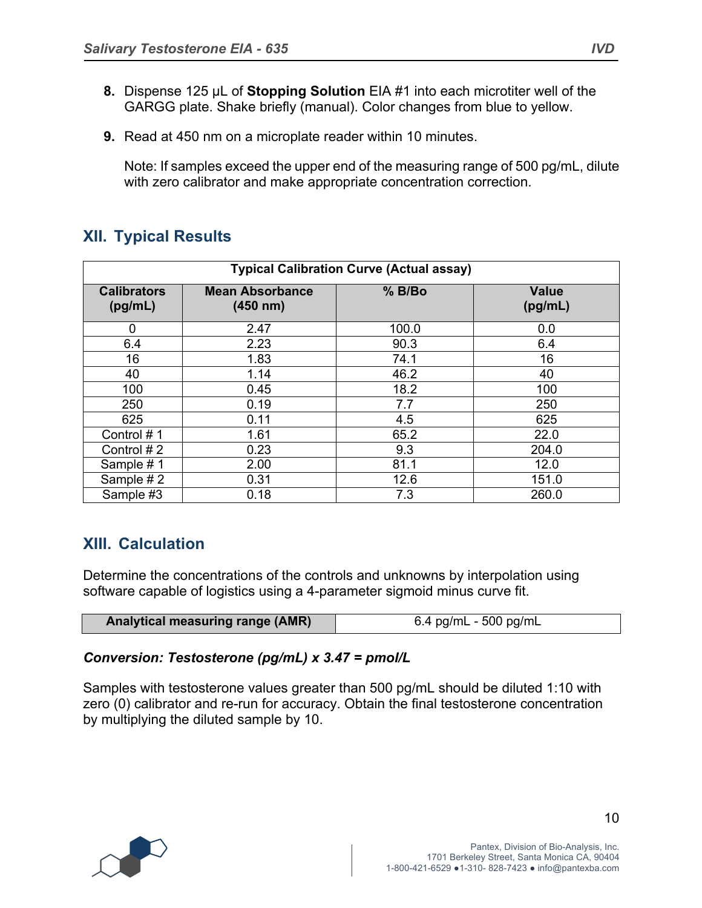8. Dispense 125 µL of **Stopping Solution** EIA #1 into each microtiter well of the GARGG plate. Shake briefly (manual). Color changes from blue to yellow.

9. Read at 450 nm on a microplate reader within 10 minutes.

   Note: If samples exceed the upper end of the measuring range of 500 pg/mL, dilute with zero calibrator and make appropriate concentration correction.

## XII. Typical Results

| Typical Calibration Curve (Actual assay) | | | |
|---|---|---|---|
| **Calibrators (pg/mL)** | **Mean Absorbance (450 nm)** | **% B/Bo** | **Value (pg/mL)** |
| 0 | 2.47 | 100.0 | 0.0 |
| 6.4 | 2.23 | 90.3 | 6.4 |
| 16 | 1.83 | 74.1 | 16 |
| 40 | 1.14 | 46.2 | 40 |
| 100 | 0.45 | 18.2 | 100 |
| 250 | 0.19 | 7.7 | 250 |
| 625 | 0.11 | 4.5 | 625 |
| Control # 1 | 1.61 | 65.2 | 22.0 |
| Control # 2 | 0.23 | 9.3 | 204.0 |
| Sample # 1 | 2.00 | 81.1 | 12.0 |
| Sample # 2 | 0.31 | 12.6 | 151.0 |
| Sample #3 | 0.18 | 7.3 | 260.0 |

## XIII. Calculation

Determine the concentrations of the controls and unknowns by interpolation using software capable of logistics using a 4-parameter sigmoid minus curve fit.

| **Analytical measuring range (AMR)** | 6.4 pg/mL - 500 pg/mL |
|---|---|

***Conversion: Testosterone (pg/mL) x 3.47 = pmol/L***

Samples with testosterone values greater than 500 pg/mL should be diluted 1:10 with zero (0) calibrator and re-run for accuracy. Obtain the final testosterone concentration by multiplying the diluted sample by 10.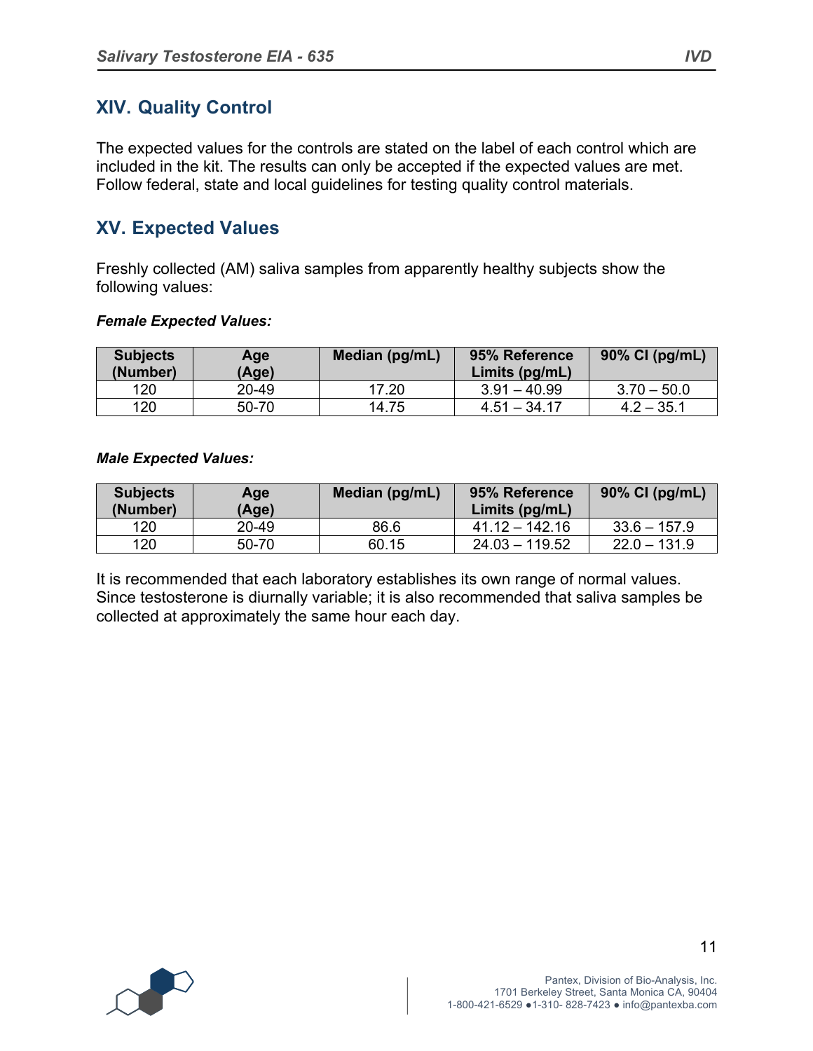## XIV. Quality Control

The expected values for the controls are stated on the label of each control which are included in the kit. The results can only be accepted if the expected values are met. Follow federal, state and local guidelines for testing quality control materials.

## XV. Expected Values

Freshly collected (AM) saliva samples from apparently healthy subjects show the following values:

***Female Expected Values:***

| Subjects (Number) | Age (Age) | Median (pg/mL) | 95% Reference Limits (pg/mL) | 90% CI (pg/mL) |
|---|---|---|---|---|
| 120 | 20-49 | 17.20 | 3.91 – 40.99 | 3.70 – 50.0 |
| 120 | 50-70 | 14.75 | 4.51 – 34.17 | 4.2 – 35.1 |

***Male Expected Values:***

| Subjects (Number) | Age (Age) | Median (pg/mL) | 95% Reference Limits (pg/mL) | 90% CI (pg/mL) |
|---|---|---|---|---|
| 120 | 20-49 | 86.6 | 41.12 – 142.16 | 33.6 – 157.9 |
| 120 | 50-70 | 60.15 | 24.03 – 119.52 | 22.0 – 131.9 |

It is recommended that each laboratory establishes its own range of normal values. Since testosterone is diurnally variable; it is also recommended that saliva samples be collected at approximately the same hour each day.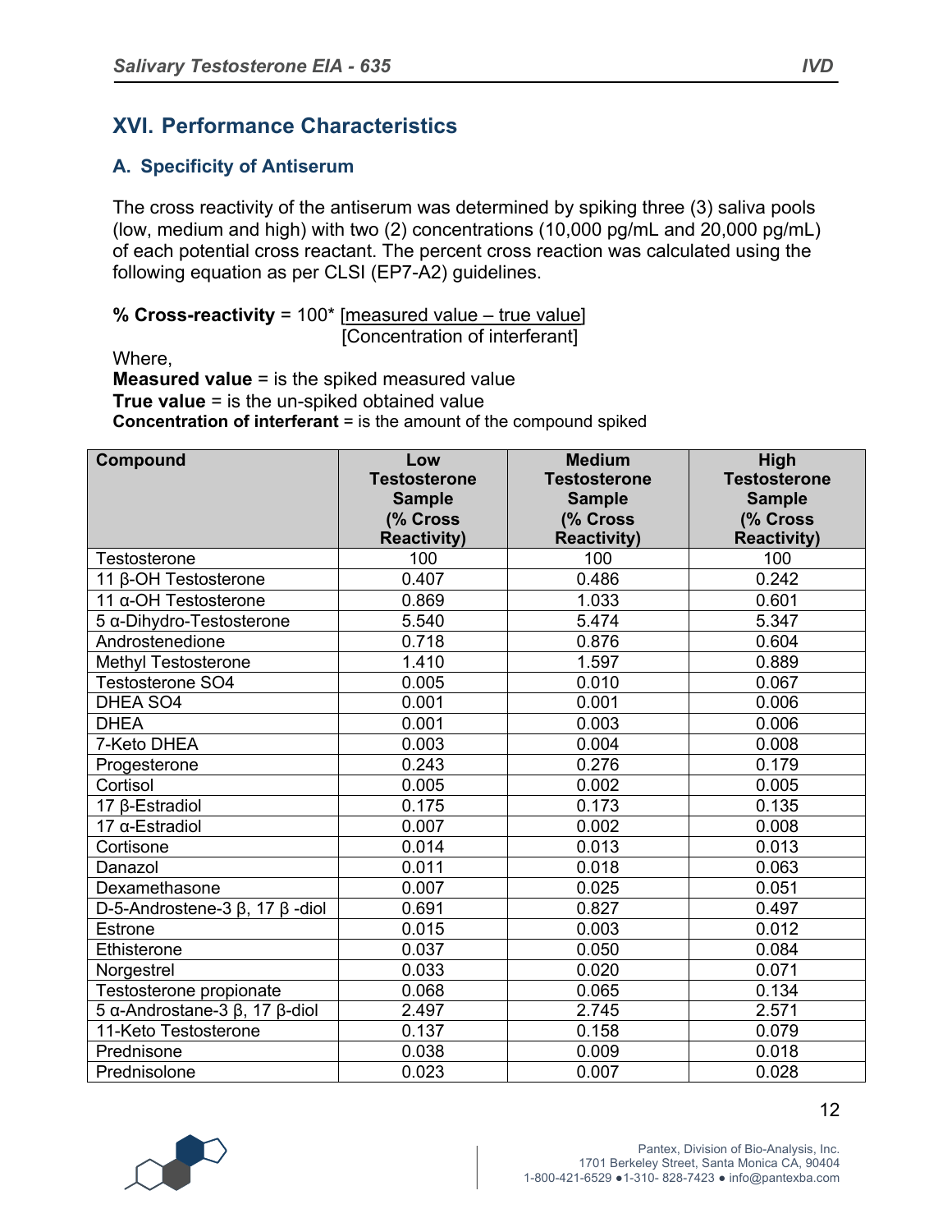## XVI. Performance Characteristics

### A. Specificity of Antiserum

The cross reactivity of the antiserum was determined by spiking three (3) saliva pools (low, medium and high) with two (2) concentrations (10,000 pg/mL and 20,000 pg/mL) of each potential cross reactant. The percent cross reaction was calculated using the following equation as per CLSI (EP7-A2) guidelines.

$$\textbf{\% Cross-reactivity} = 100 * \frac{[\text{measured value} - \text{true value}]}{[\text{Concentration of interferant}]}$$

Where,
**Measured value** = is the spiked measured value
**True value** = is the un-spiked obtained value
**Concentration of interferant** = is the amount of the compound spiked

| Compound | Low Testosterone Sample (% Cross Reactivity) | Medium Testosterone Sample (% Cross Reactivity) | High Testosterone Sample (% Cross Reactivity) |
|---|---|---|---|
| Testosterone | 100 | 100 | 100 |
| 11 β-OH Testosterone | 0.407 | 0.486 | 0.242 |
| 11 α-OH Testosterone | 0.869 | 1.033 | 0.601 |
| 5 α-Dihydro-Testosterone | 5.540 | 5.474 | 5.347 |
| Androstenedione | 0.718 | 0.876 | 0.604 |
| Methyl Testosterone | 1.410 | 1.597 | 0.889 |
| Testosterone SO4 | 0.005 | 0.010 | 0.067 |
| DHEA SO4 | 0.001 | 0.001 | 0.006 |
| DHEA | 0.001 | 0.003 | 0.006 |
| 7-Keto DHEA | 0.003 | 0.004 | 0.008 |
| Progesterone | 0.243 | 0.276 | 0.179 |
| Cortisol | 0.005 | 0.002 | 0.005 |
| 17 β-Estradiol | 0.175 | 0.173 | 0.135 |
| 17 α-Estradiol | 0.007 | 0.002 | 0.008 |
| Cortisone | 0.014 | 0.013 | 0.013 |
| Danazol | 0.011 | 0.018 | 0.063 |
| Dexamethasone | 0.007 | 0.025 | 0.051 |
| D-5-Androstene-3 β, 17 β -diol | 0.691 | 0.827 | 0.497 |
| Estrone | 0.015 | 0.003 | 0.012 |
| Ethisterone | 0.037 | 0.050 | 0.084 |
| Norgestrel | 0.033 | 0.020 | 0.071 |
| Testosterone propionate | 0.068 | 0.065 | 0.134 |
| 5 α-Androstane-3 β, 17 β-diol | 2.497 | 2.745 | 2.571 |
| 11-Keto Testosterone | 0.137 | 0.158 | 0.079 |
| Prednisone | 0.038 | 0.009 | 0.018 |
| Prednisolone | 0.023 | 0.007 | 0.028 |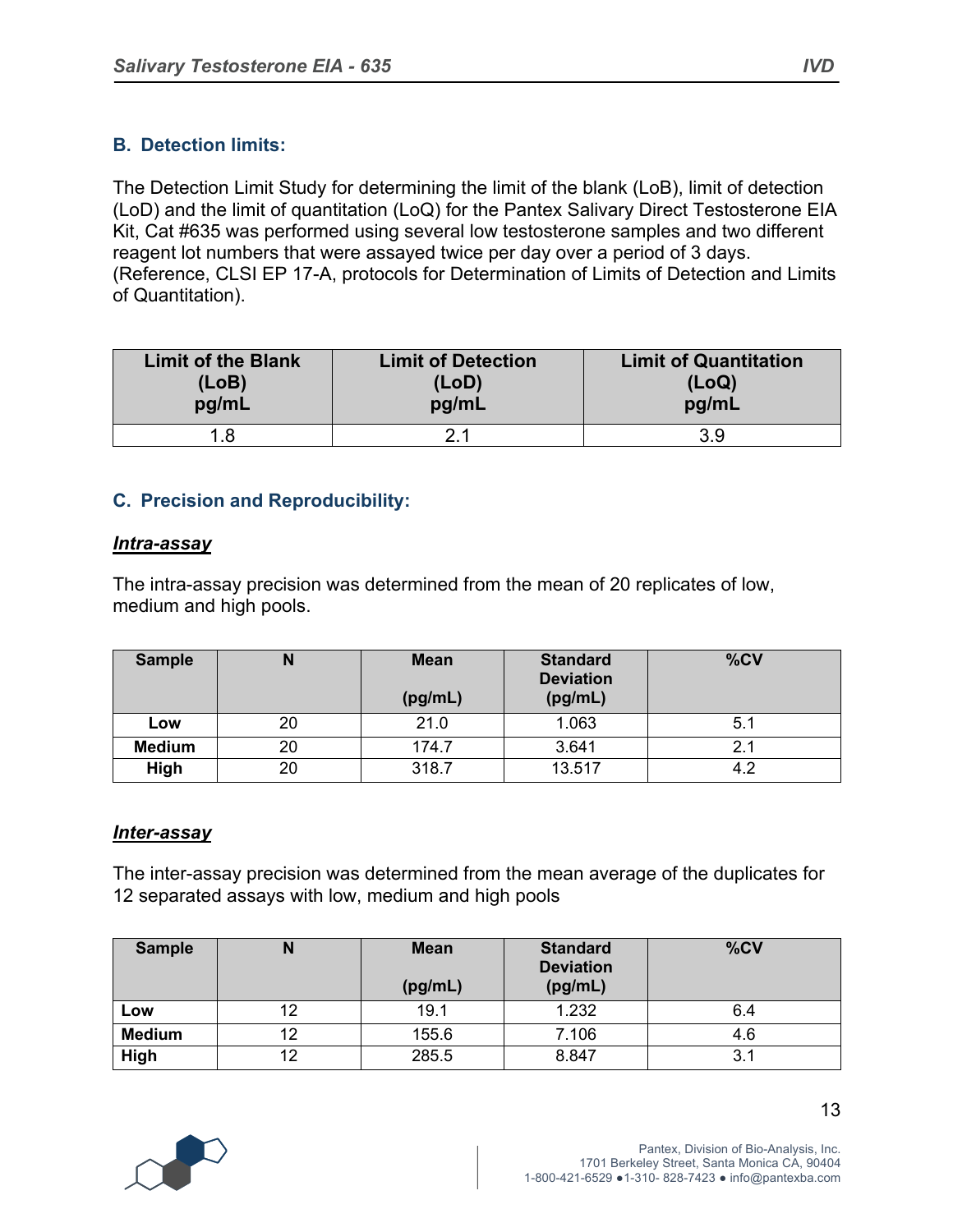### B. Detection limits:

The Detection Limit Study for determining the limit of the blank (LoB), limit of detection (LoD) and the limit of quantitation (LoQ) for the Pantex Salivary Direct Testosterone EIA Kit, Cat #635 was performed using several low testosterone samples and two different reagent lot numbers that were assayed twice per day over a period of 3 days. (Reference, CLSI EP 17-A, protocols for Determination of Limits of Detection and Limits of Quantitation).

| Limit of the Blank (LoB) pg/mL | Limit of Detection (LoD) pg/mL | Limit of Quantitation (LoQ) pg/mL |
|---|---|---|
| 1.8 | 2.1 | 3.9 |

### C. Precision and Reproducibility:

***Intra-assay***

The intra-assay precision was determined from the mean of 20 replicates of low, medium and high pools.

| Sample | N | Mean (pg/mL) | Standard Deviation (pg/mL) | %CV |
|---|---|---|---|---|
| Low | 20 | 21.0 | 1.063 | 5.1 |
| Medium | 20 | 174.7 | 3.641 | 2.1 |
| High | 20 | 318.7 | 13.517 | 4.2 |

***Inter-assay***

The inter-assay precision was determined from the mean average of the duplicates for 12 separated assays with low, medium and high pools

| Sample | N | Mean (pg/mL) | Standard Deviation (pg/mL) | %CV |
|---|---|---|---|---|
| Low | 12 | 19.1 | 1.232 | 6.4 |
| Medium | 12 | 155.6 | 7.106 | 4.6 |
| High | 12 | 285.5 | 8.847 | 3.1 |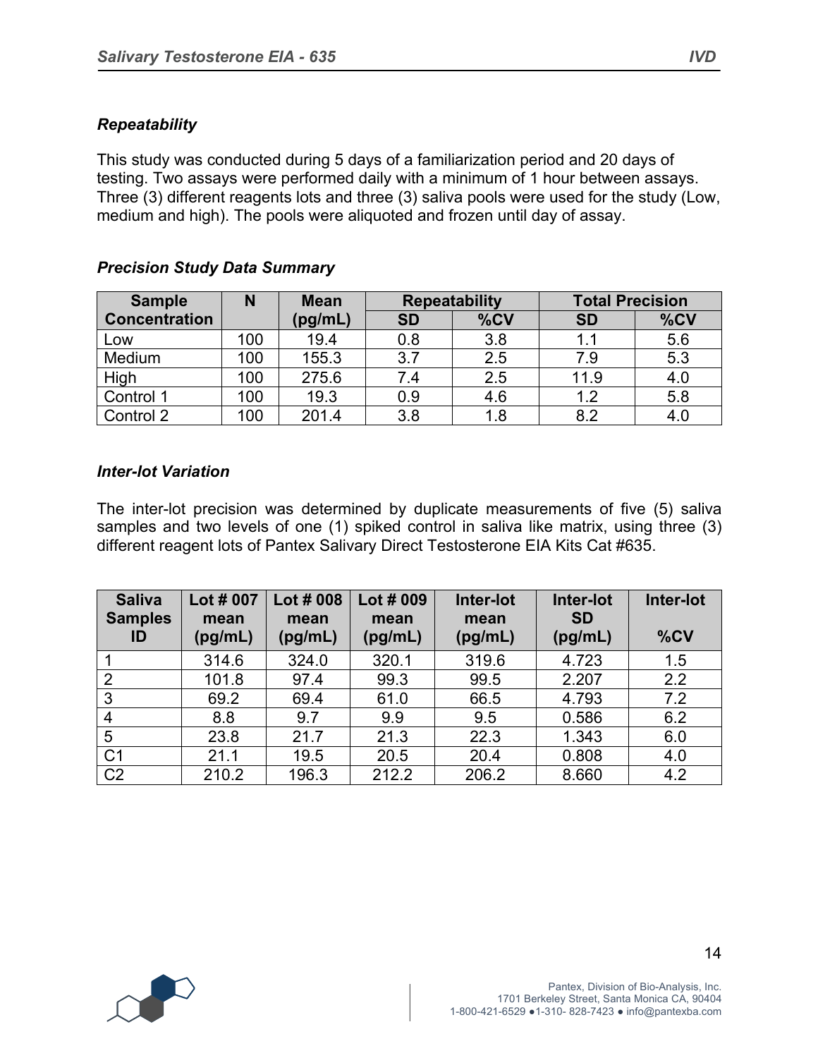### *Repeatability*

This study was conducted during 5 days of a familiarization period and 20 days of testing. Two assays were performed daily with a minimum of 1 hour between assays. Three (3) different reagents lots and three (3) saliva pools were used for the study (Low, medium and high). The pools were aliquoted and frozen until day of assay.

### *Precision Study Data Summary*

| Sample Concentration | N | Mean (pg/mL) | Repeatability | | Total Precision | |
|---|---|---|---|---|---|---|
| | | | SD | %CV | SD | %CV |
| Low | 100 | 19.4 | 0.8 | 3.8 | 1.1 | 5.6 |
| Medium | 100 | 155.3 | 3.7 | 2.5 | 7.9 | 5.3 |
| High | 100 | 275.6 | 7.4 | 2.5 | 11.9 | 4.0 |
| Control 1 | 100 | 19.3 | 0.9 | 4.6 | 1.2 | 5.8 |
| Control 2 | 100 | 201.4 | 3.8 | 1.8 | 8.2 | 4.0 |

### *Inter-lot Variation*

The inter-lot precision was determined by duplicate measurements of five (5) saliva samples and two levels of one (1) spiked control in saliva like matrix, using three (3) different reagent lots of Pantex Salivary Direct Testosterone EIA Kits Cat #635.

| Saliva Samples ID | Lot # 007 mean (pg/mL) | Lot # 008 mean (pg/mL) | Lot # 009 mean (pg/mL) | Inter-lot mean (pg/mL) | Inter-lot SD (pg/mL) | Inter-lot %CV |
|---|---|---|---|---|---|---|
| 1 | 314.6 | 324.0 | 320.1 | 319.6 | 4.723 | 1.5 |
| 2 | 101.8 | 97.4 | 99.3 | 99.5 | 2.207 | 2.2 |
| 3 | 69.2 | 69.4 | 61.0 | 66.5 | 4.793 | 7.2 |
| 4 | 8.8 | 9.7 | 9.9 | 9.5 | 0.586 | 6.2 |
| 5 | 23.8 | 21.7 | 21.3 | 22.3 | 1.343 | 6.0 |
| C1 | 21.1 | 19.5 | 20.5 | 20.4 | 0.808 | 4.0 |
| C2 | 210.2 | 196.3 | 212.2 | 206.2 | 8.660 | 4.2 |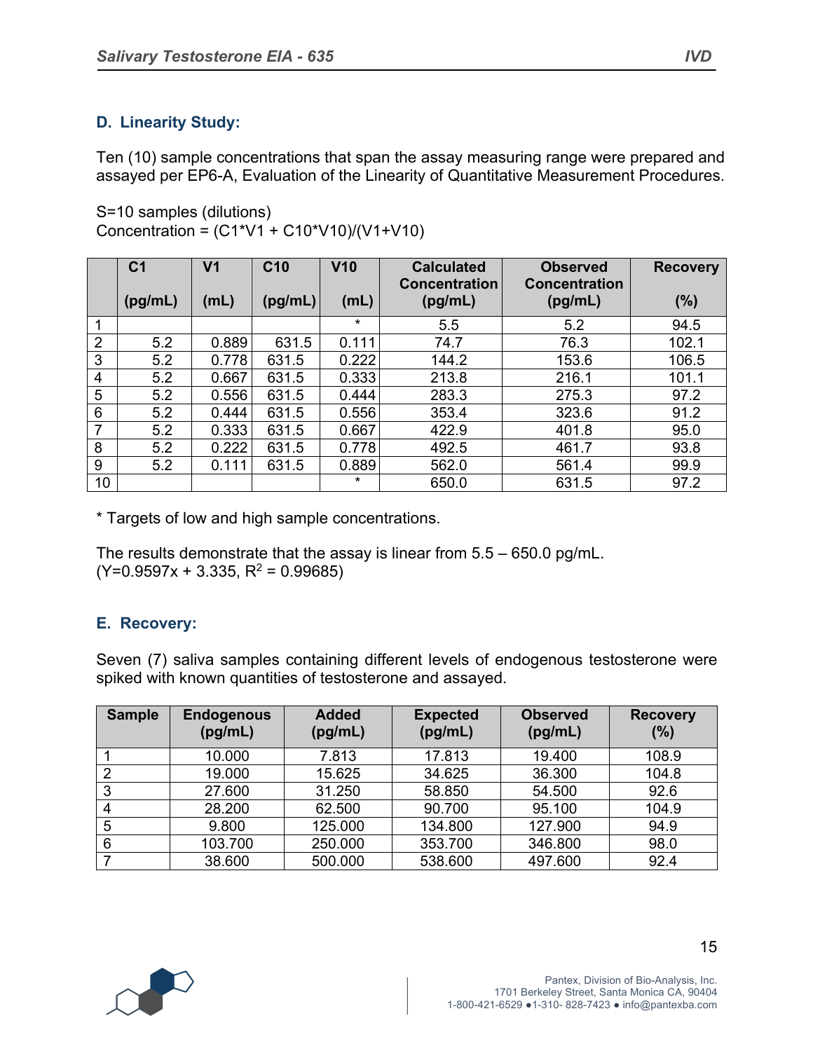### D. Linearity Study:

Ten (10) sample concentrations that span the assay measuring range were prepared and assayed per EP6-A, Evaluation of the Linearity of Quantitative Measurement Procedures.

S=10 samples (dilutions)
Concentration = (C1*V1 + C10*V10)/(V1+V10)

| | C1 (pg/mL) | V1 (mL) | C10 (pg/mL) | V10 (mL) | Calculated Concentration (pg/mL) | Observed Concentration (pg/mL) | Recovery (%) |
|---|---|---|---|---|---|---|---|
| 1 | | | | * | 5.5 | 5.2 | 94.5 |
| 2 | 5.2 | 0.889 | 631.5 | 0.111 | 74.7 | 76.3 | 102.1 |
| 3 | 5.2 | 0.778 | 631.5 | 0.222 | 144.2 | 153.6 | 106.5 |
| 4 | 5.2 | 0.667 | 631.5 | 0.333 | 213.8 | 216.1 | 101.1 |
| 5 | 5.2 | 0.556 | 631.5 | 0.444 | 283.3 | 275.3 | 97.2 |
| 6 | 5.2 | 0.444 | 631.5 | 0.556 | 353.4 | 323.6 | 91.2 |
| 7 | 5.2 | 0.333 | 631.5 | 0.667 | 422.9 | 401.8 | 95.0 |
| 8 | 5.2 | 0.222 | 631.5 | 0.778 | 492.5 | 461.7 | 93.8 |
| 9 | 5.2 | 0.111 | 631.5 | 0.889 | 562.0 | 561.4 | 99.9 |
| 10 | | | | * | 650.0 | 631.5 | 97.2 |

* Targets of low and high sample concentrations.

The results demonstrate that the assay is linear from 5.5 – 650.0 pg/mL.
(Y=0.9597x + 3.335, $R^2$ = 0.99685)

### E. Recovery:

Seven (7) saliva samples containing different levels of endogenous testosterone were spiked with known quantities of testosterone and assayed.

| Sample | Endogenous (pg/mL) | Added (pg/mL) | Expected (pg/mL) | Observed (pg/mL) | Recovery (%) |
|---|---|---|---|---|---|
| 1 | 10.000 | 7.813 | 17.813 | 19.400 | 108.9 |
| 2 | 19.000 | 15.625 | 34.625 | 36.300 | 104.8 |
| 3 | 27.600 | 31.250 | 58.850 | 54.500 | 92.6 |
| 4 | 28.200 | 62.500 | 90.700 | 95.100 | 104.9 |
| 5 | 9.800 | 125.000 | 134.800 | 127.900 | 94.9 |
| 6 | 103.700 | 250.000 | 353.700 | 346.800 | 98.0 |
| 7 | 38.600 | 500.000 | 538.600 | 497.600 | 92.4 |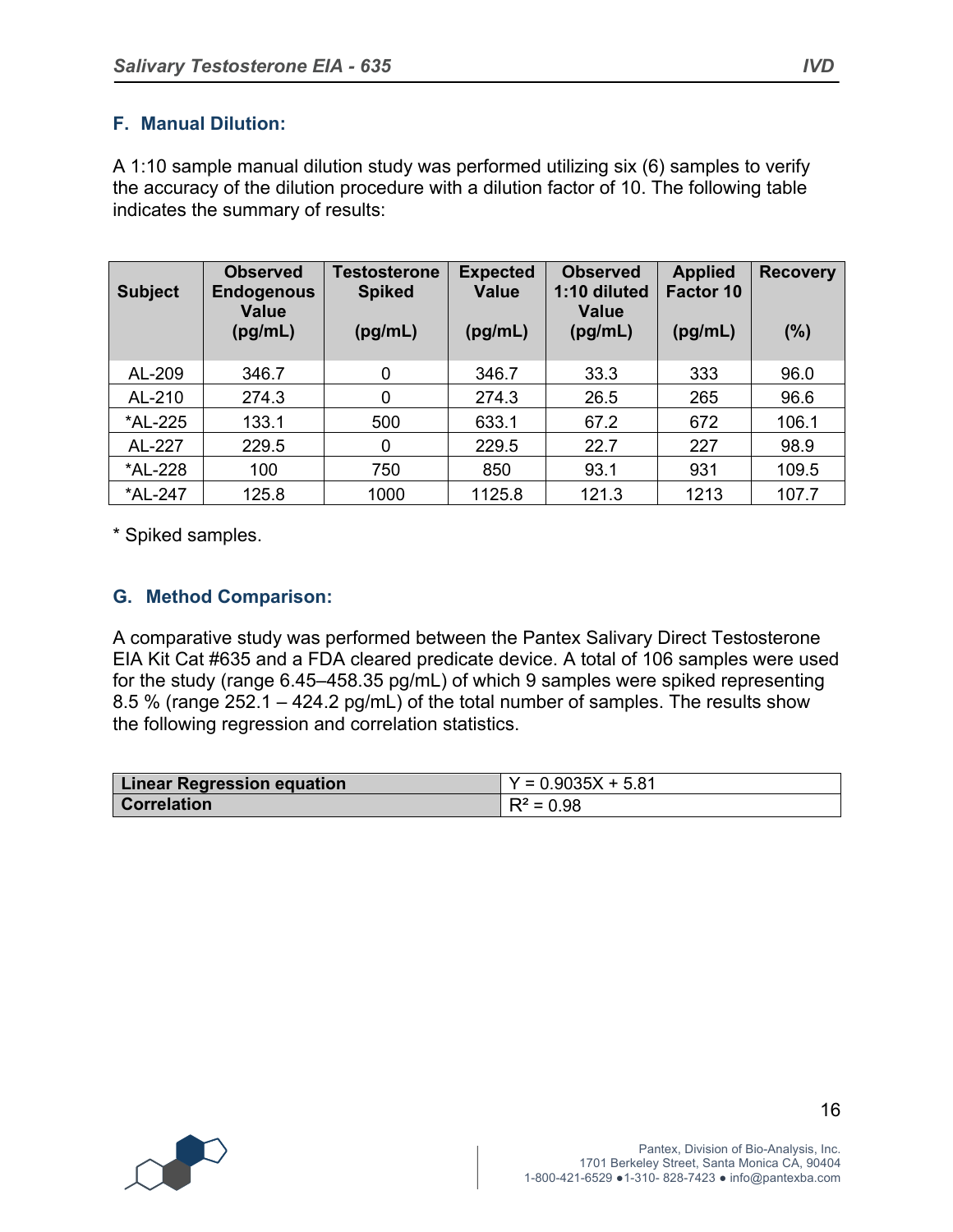### F. Manual Dilution:

A 1:10 sample manual dilution study was performed utilizing six (6) samples to verify the accuracy of the dilution procedure with a dilution factor of 10. The following table indicates the summary of results:

| Subject | Observed Endogenous Value (pg/mL) | Testosterone Spiked (pg/mL) | Expected Value (pg/mL) | Observed 1:10 diluted Value (pg/mL) | Applied Factor 10 (pg/mL) | Recovery (%) |
|---|---|---|---|---|---|---|
| AL-209 | 346.7 | 0 | 346.7 | 33.3 | 333 | 96.0 |
| AL-210 | 274.3 | 0 | 274.3 | 26.5 | 265 | 96.6 |
| *AL-225 | 133.1 | 500 | 633.1 | 67.2 | 672 | 106.1 |
| AL-227 | 229.5 | 0 | 229.5 | 22.7 | 227 | 98.9 |
| *AL-228 | 100 | 750 | 850 | 93.1 | 931 | 109.5 |
| *AL-247 | 125.8 | 1000 | 1125.8 | 121.3 | 1213 | 107.7 |

* Spiked samples.

### G. Method Comparison:

A comparative study was performed between the Pantex Salivary Direct Testosterone EIA Kit Cat #635 and a FDA cleared predicate device. A total of 106 samples were used for the study (range 6.45–458.35 pg/mL) of which 9 samples were spiked representing 8.5 % (range 252.1 – 424.2 pg/mL) of the total number of samples. The results show the following regression and correlation statistics.

| Linear Regression equation | $Y = 0.9035X + 5.81$ |
|---|---|
| Correlation | $R^2 = 0.98$ |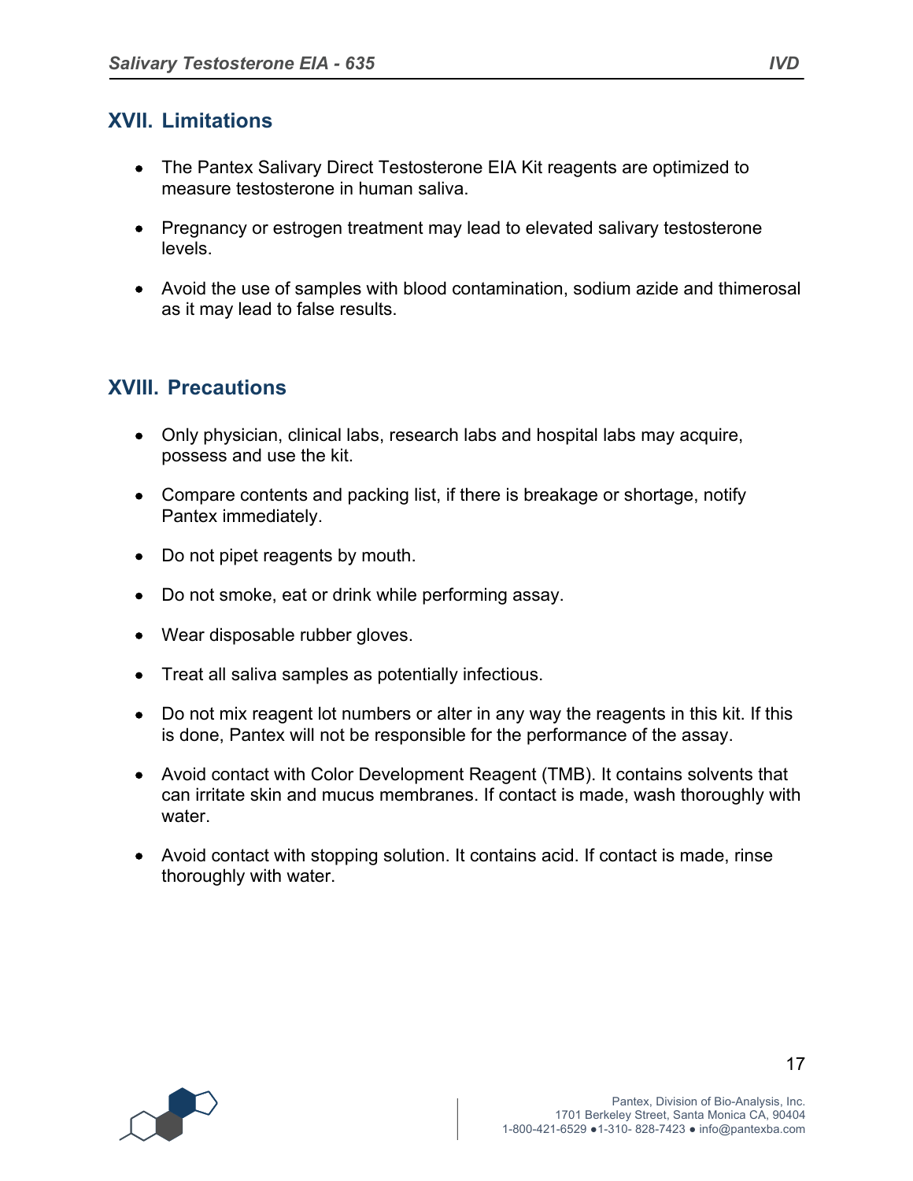## XVII. Limitations

- The Pantex Salivary Direct Testosterone EIA Kit reagents are optimized to measure testosterone in human saliva.
- Pregnancy or estrogen treatment may lead to elevated salivary testosterone levels.
- Avoid the use of samples with blood contamination, sodium azide and thimerosal as it may lead to false results.

## XVIII. Precautions

- Only physician, clinical labs, research labs and hospital labs may acquire, possess and use the kit.
- Compare contents and packing list, if there is breakage or shortage, notify Pantex immediately.
- Do not pipet reagents by mouth.
- Do not smoke, eat or drink while performing assay.
- Wear disposable rubber gloves.
- Treat all saliva samples as potentially infectious.
- Do not mix reagent lot numbers or alter in any way the reagents in this kit. If this is done, Pantex will not be responsible for the performance of the assay.
- Avoid contact with Color Development Reagent (TMB). It contains solvents that can irritate skin and mucus membranes. If contact is made, wash thoroughly with water.
- Avoid contact with stopping solution. It contains acid. If contact is made, rinse thoroughly with water.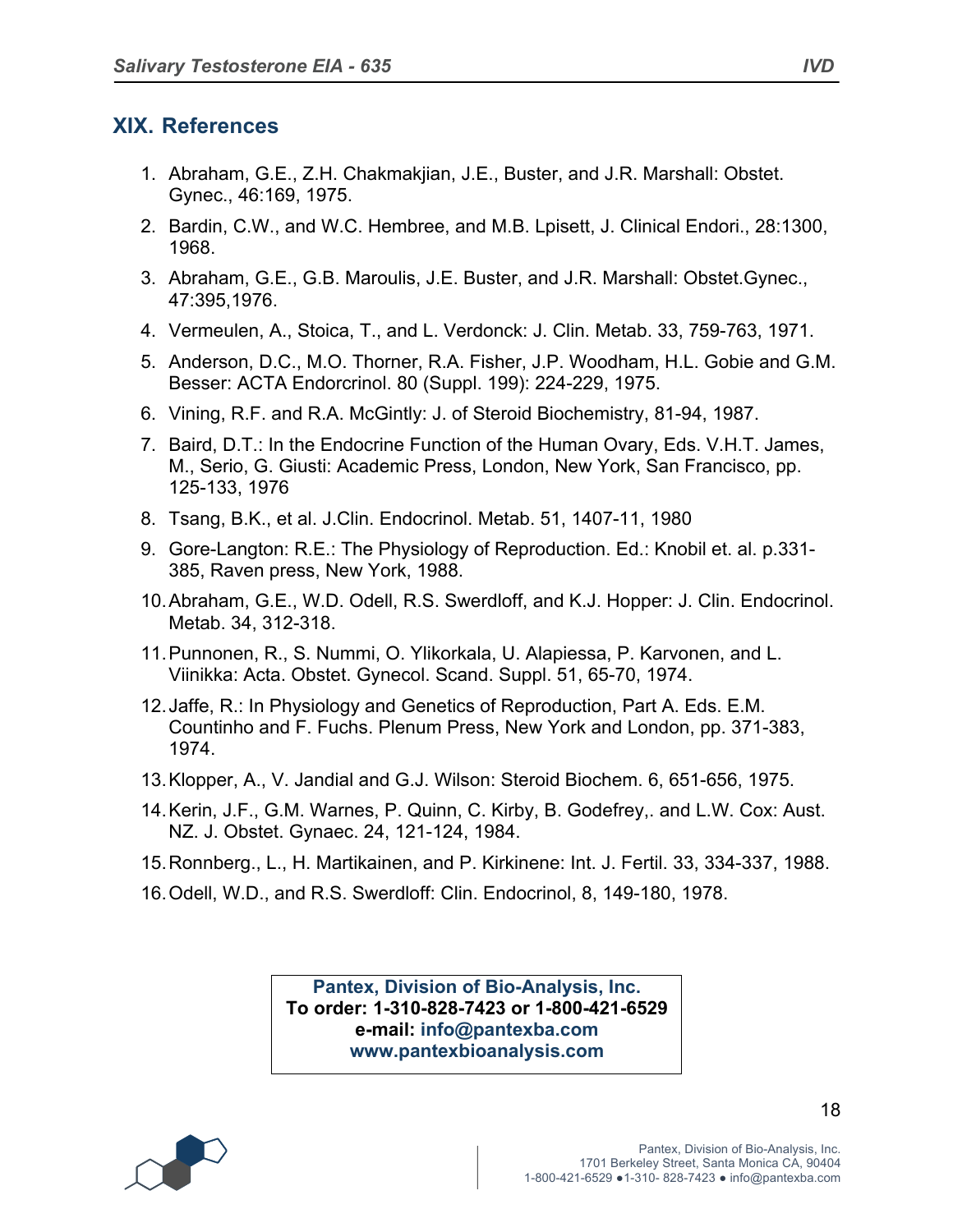## XIX. References

1. Abraham, G.E., Z.H. Chakmakjian, J.E., Buster, and J.R. Marshall: Obstet. Gynec., 46:169, 1975.
2. Bardin, C.W., and W.C. Hembree, and M.B. Lpisett, J. Clinical Endori., 28:1300, 1968.
3. Abraham, G.E., G.B. Maroulis, J.E. Buster, and J.R. Marshall: Obstet.Gynec., 47:395,1976.
4. Vermeulen, A., Stoica, T., and L. Verdonck: J. Clin. Metab. 33, 759-763, 1971.
5. Anderson, D.C., M.O. Thorner, R.A. Fisher, J.P. Woodham, H.L. Gobie and G.M. Besser: ACTA Endorcrinol. 80 (Suppl. 199): 224-229, 1975.
6. Vining, R.F. and R.A. McGintly: J. of Steroid Biochemistry, 81-94, 1987.
7. Baird, D.T.: In the Endocrine Function of the Human Ovary, Eds. V.H.T. James, M., Serio, G. Giusti: Academic Press, London, New York, San Francisco, pp. 125-133, 1976
8. Tsang, B.K., et al. J.Clin. Endocrinol. Metab. 51, 1407-11, 1980
9. Gore-Langton: R.E.: The Physiology of Reproduction. Ed.: Knobil et. al. p.331-385, Raven press, New York, 1988.
10. Abraham, G.E., W.D. Odell, R.S. Swerdloff, and K.J. Hopper: J. Clin. Endocrinol. Metab. 34, 312-318.
11. Punnonen, R., S. Nummi, O. Ylikorkala, U. Alapiessa, P. Karvonen, and L. Viinikka: Acta. Obstet. Gynecol. Scand. Suppl. 51, 65-70, 1974.
12. Jaffe, R.: In Physiology and Genetics of Reproduction, Part A. Eds. E.M. Countinho and F. Fuchs. Plenum Press, New York and London, pp. 371-383, 1974.
13. Klopper, A., V. Jandial and G.J. Wilson: Steroid Biochem. 6, 651-656, 1975.
14. Kerin, J.F., G.M. Warnes, P. Quinn, C. Kirby, B. Godefrey,. and L.W. Cox: Aust. NZ. J. Obstet. Gynaec. 24, 121-124, 1984.
15. Ronnberg., L., H. Martikainen, and P. Kirkinene: Int. J. Fertil. 33, 334-337, 1988.
16. Odell, W.D., and R.S. Swerdloff: Clin. Endocrinol, 8, 149-180, 1978.

**Pantex, Division of Bio-Analysis, Inc.**
**To order: 1-310-828-7423 or 1-800-421-6529**
**e-mail: info@pantexba.com**
**www.pantexbioanalysis.com**

Pantex, Division of Bio-Analysis, Inc.
1701 Berkeley Street, Santa Monica CA, 90404
1-800-421-6529 ●1-310- 828-7423 ● info@pantexba.com